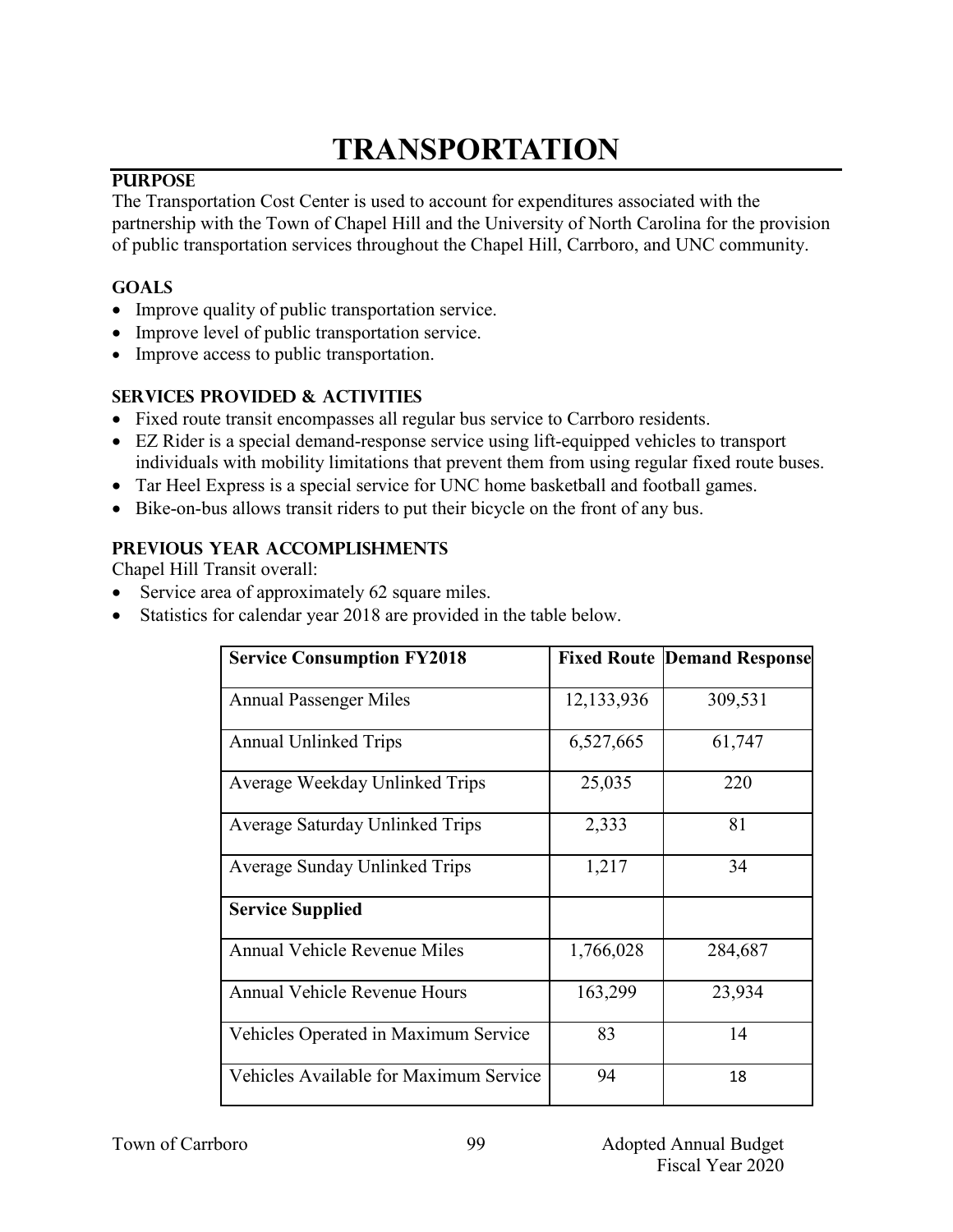# TRANSPORTATION

## PURPOSE

The Transportation Cost Center is used to account for expenditures associated with the partnership with the Town of Chapel Hill and the University of North Carolina for the provision of public transportation services throughout the Chapel Hill, Carrboro, and UNC community.

## GOALS

- Improve quality of public transportation service.
- Improve level of public transportation service.
- Improve access to public transportation.

## SERVICES PROVIDED & ACTIVITIES

- Fixed route transit encompasses all regular bus service to Carrboro residents.
- EZ Rider is a special demand-response service using lift-equipped vehicles to transport individuals with mobility limitations that prevent them from using regular fixed route buses.
- Tar Heel Express is a special service for UNC home basketball and football games.
- Bike-on-bus allows transit riders to put their bicycle on the front of any bus.

## PREVIOUS YEAR ACCOMPLISHMENTS

Chapel Hill Transit overall:

- Service area of approximately 62 square miles.
- Statistics for calendar year 2018 are provided in the table below.

| Service Consumption FY2018 | Fixed Route | Demand Response |
|---|---|---|
| Annual Passenger Miles | 12,133,936 | 309,531 |
| Annual Unlinked Trips | 6,527,665 | 61,747 |
| Average Weekday Unlinked Trips | 25,035 | 220 |
| Average Saturday Unlinked Trips | 2,333 | 81 |
| Average Sunday Unlinked Trips | 1,217 | 34 |
| **Service Supplied** | | |
| Annual Vehicle Revenue Miles | 1,766,028 | 284,687 |
| Annual Vehicle Revenue Hours | 163,299 | 23,934 |
| Vehicles Operated in Maximum Service | 83 | 14 |
| Vehicles Available for Maximum Service | 94 | 18 |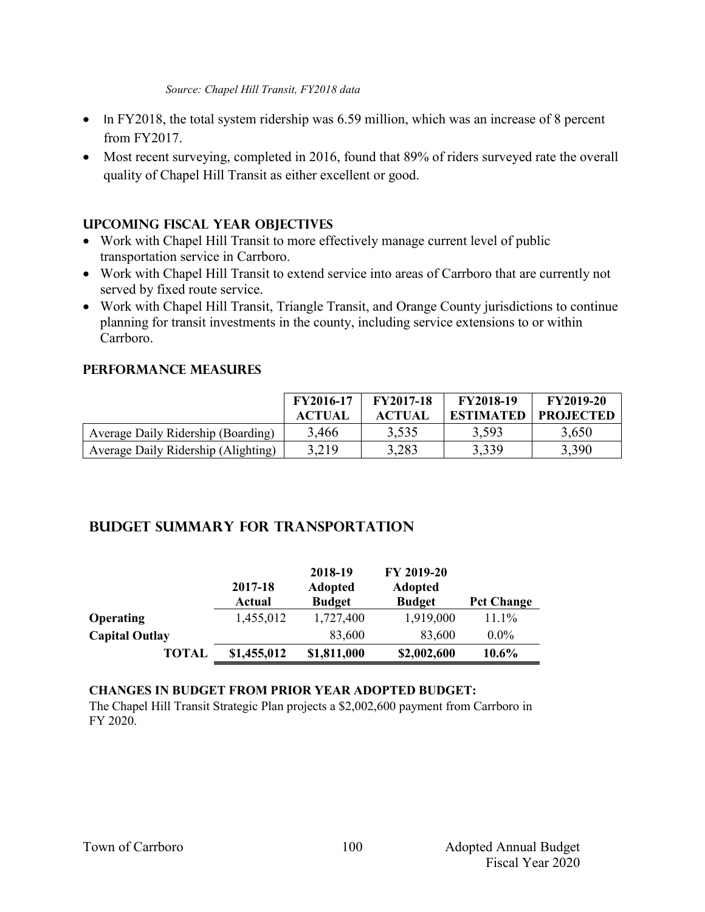*Source: Chapel Hill Transit, FY2018 data*

- In FY2018, the total system ridership was 6.59 million, which was an increase of 8 percent from FY2017.
- Most recent surveying, completed in 2016, found that 89% of riders surveyed rate the overall quality of Chapel Hill Transit as either excellent or good.

### UPCOMING FISCAL YEAR OBJECTIVES

- Work with Chapel Hill Transit to more effectively manage current level of public transportation service in Carrboro.
- Work with Chapel Hill Transit to extend service into areas of Carrboro that are currently not served by fixed route service.
- Work with Chapel Hill Transit, Triangle Transit, and Orange County jurisdictions to continue planning for transit investments in the county, including service extensions to or within Carrboro.

### PERFORMANCE MEASURES

| | FY2016-17 ACTUAL | FY2017-18 ACTUAL | FY2018-19 ESTIMATED | FY2019-20 PROJECTED |
|---|---|---|---|---|
| Average Daily Ridership (Boarding) | 3,466 | 3,535 | 3,593 | 3,650 |
| Average Daily Ridership (Alighting) | 3,219 | 3,283 | 3,339 | 3,390 |

## BUDGET SUMMARY FOR TRANSPORTATION

| | 2017-18 Actual | 2018-19 Adopted Budget | FY 2019-20 Adopted Budget | Pct Change |
|---|---|---|---|---|
| **Operating** | 1,455,012 | 1,727,400 | 1,919,000 | 11.1% |
| **Capital Outlay** | | 83,600 | 83,600 | 0.0% |
| **TOTAL** | **$1,455,012** | **$1,811,000** | **$2,002,600** | **10.6%** |

**CHANGES IN BUDGET FROM PRIOR YEAR ADOPTED BUDGET:**

The Chapel Hill Transit Strategic Plan projects a $2,002,600 payment from Carrboro in FY 2020.